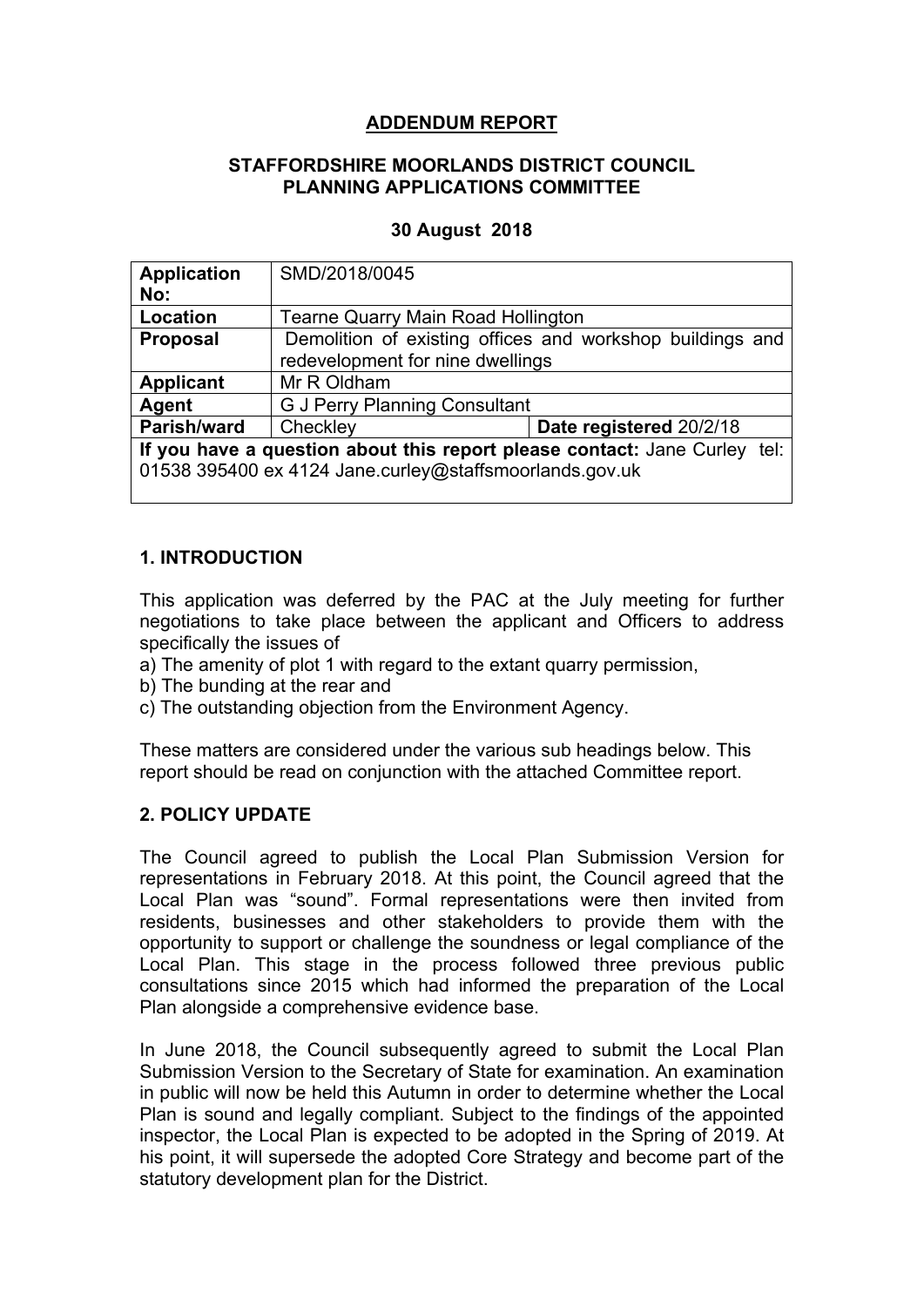## ADDENDUM REPORT

### STAFFORDSHIRE MOORLANDS DISTRICT COUNCIL PLANNING APPLICATIONS COMMITTEE

**30 August 2018**

| **Application No:** | SMD/2018/0045 | |
|---|---|---|
| **Location** | Tearne Quarry Main Road Hollington | |
| **Proposal** | Demolition of existing offices and workshop buildings and redevelopment for nine dwellings | |
| **Applicant** | Mr R Oldham | |
| **Agent** | G J Perry Planning Consultant | |
| **Parish/ward** | Checkley | **Date registered** 20/2/18 |
| **If you have a question about this report please contact:** Jane Curley tel: 01538 395400 ex 4124 Jane.curley@staffsmoorlands.gov.uk | | |

### 1. INTRODUCTION

This application was deferred by the PAC at the July meeting for further negotiations to take place between the applicant and Officers to address specifically the issues of

a) The amenity of plot 1 with regard to the extant quarry permission,
b) The bunding at the rear and
c) The outstanding objection from the Environment Agency.

These matters are considered under the various sub headings below. This report should be read on conjunction with the attached Committee report.

### 2. POLICY UPDATE

The Council agreed to publish the Local Plan Submission Version for representations in February 2018. At this point, the Council agreed that the Local Plan was "sound". Formal representations were then invited from residents, businesses and other stakeholders to provide them with the opportunity to support or challenge the soundness or legal compliance of the Local Plan. This stage in the process followed three previous public consultations since 2015 which had informed the preparation of the Local Plan alongside a comprehensive evidence base.

In June 2018, the Council subsequently agreed to submit the Local Plan Submission Version to the Secretary of State for examination. An examination in public will now be held this Autumn in order to determine whether the Local Plan is sound and legally compliant. Subject to the findings of the appointed inspector, the Local Plan is expected to be adopted in the Spring of 2019. At his point, it will supersede the adopted Core Strategy and become part of the statutory development plan for the District.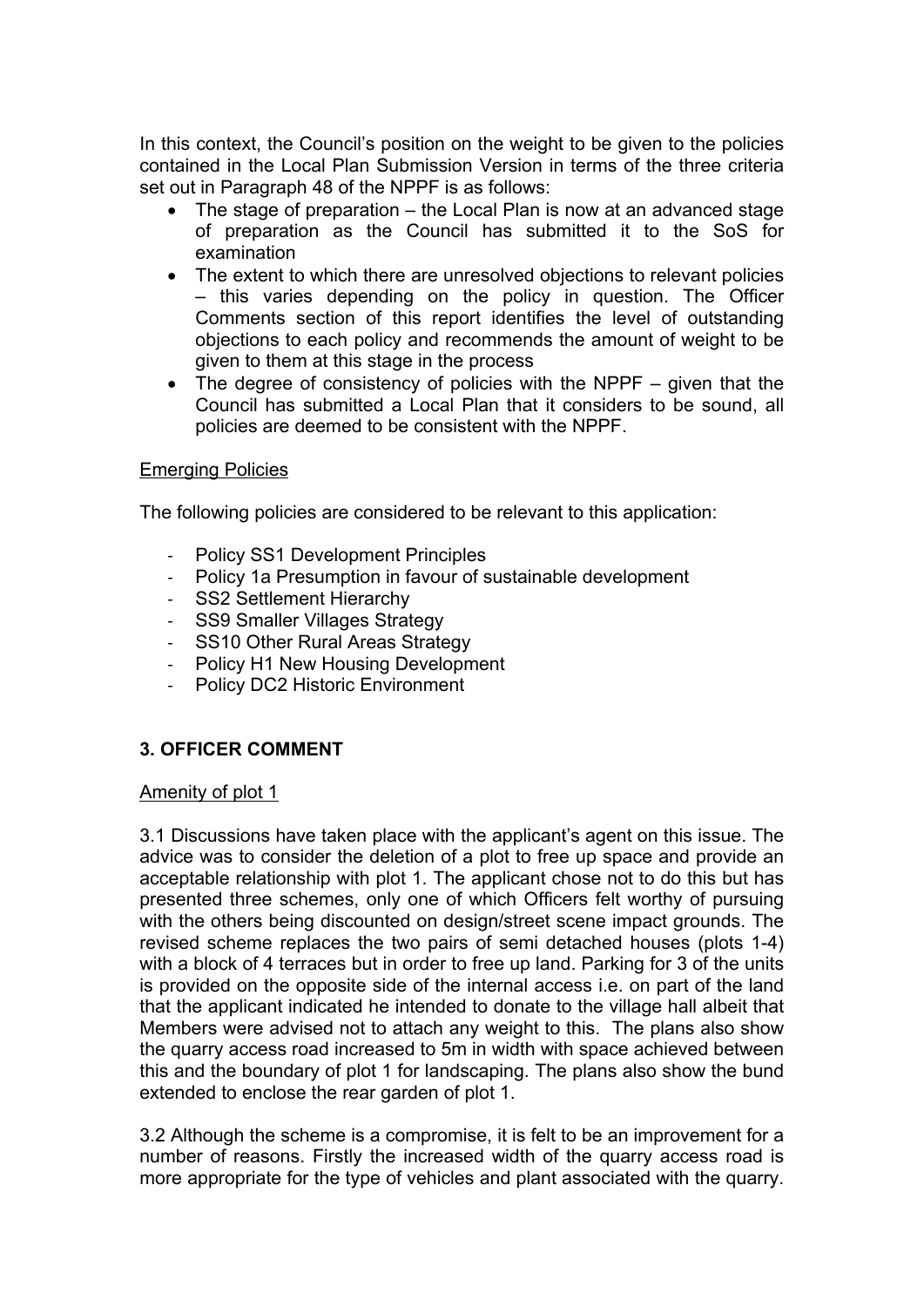In this context, the Council's position on the weight to be given to the policies contained in the Local Plan Submission Version in terms of the three criteria set out in Paragraph 48 of the NPPF is as follows:

- The stage of preparation – the Local Plan is now at an advanced stage of preparation as the Council has submitted it to the SoS for examination
- The extent to which there are unresolved objections to relevant policies – this varies depending on the policy in question. The Officer Comments section of this report identifies the level of outstanding objections to each policy and recommends the amount of weight to be given to them at this stage in the process
- The degree of consistency of policies with the NPPF – given that the Council has submitted a Local Plan that it considers to be sound, all policies are deemed to be consistent with the NPPF.

Emerging Policies

The following policies are considered to be relevant to this application:

- Policy SS1 Development Principles
- Policy 1a Presumption in favour of sustainable development
- SS2 Settlement Hierarchy
- SS9 Smaller Villages Strategy
- SS10 Other Rural Areas Strategy
- Policy H1 New Housing Development
- Policy DC2 Historic Environment

## 3. OFFICER COMMENT

Amenity of plot 1

3.1 Discussions have taken place with the applicant's agent on this issue. The advice was to consider the deletion of a plot to free up space and provide an acceptable relationship with plot 1. The applicant chose not to do this but has presented three schemes, only one of which Officers felt worthy of pursuing with the others being discounted on design/street scene impact grounds. The revised scheme replaces the two pairs of semi detached houses (plots 1-4) with a block of 4 terraces but in order to free up land. Parking for 3 of the units is provided on the opposite side of the internal access i.e. on part of the land that the applicant indicated he intended to donate to the village hall albeit that Members were advised not to attach any weight to this. The plans also show the quarry access road increased to 5m in width with space achieved between this and the boundary of plot 1 for landscaping. The plans also show the bund extended to enclose the rear garden of plot 1.

3.2 Although the scheme is a compromise, it is felt to be an improvement for a number of reasons. Firstly the increased width of the quarry access road is more appropriate for the type of vehicles and plant associated with the quarry.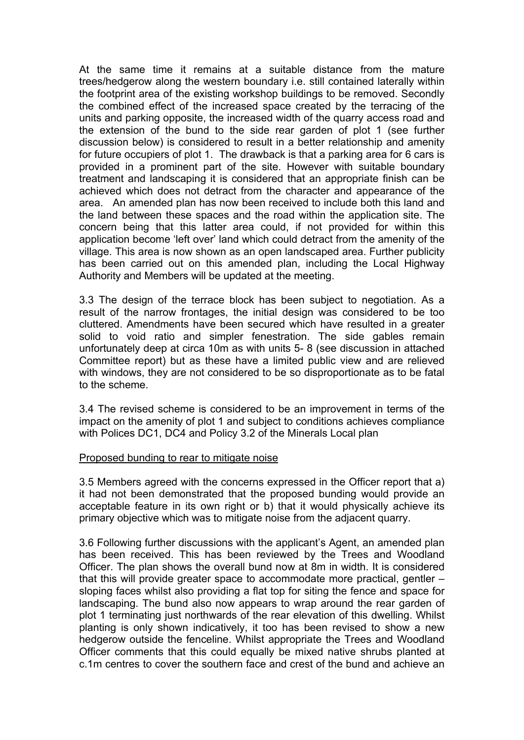At the same time it remains at a suitable distance from the mature trees/hedgerow along the western boundary i.e. still contained laterally within the footprint area of the existing workshop buildings to be removed. Secondly the combined effect of the increased space created by the terracing of the units and parking opposite, the increased width of the quarry access road and the extension of the bund to the side rear garden of plot 1 (see further discussion below) is considered to result in a better relationship and amenity for future occupiers of plot 1. The drawback is that a parking area for 6 cars is provided in a prominent part of the site. However with suitable boundary treatment and landscaping it is considered that an appropriate finish can be achieved which does not detract from the character and appearance of the area. An amended plan has now been received to include both this land and the land between these spaces and the road within the application site. The concern being that this latter area could, if not provided for within this application become 'left over' land which could detract from the amenity of the village. This area is now shown as an open landscaped area. Further publicity has been carried out on this amended plan, including the Local Highway Authority and Members will be updated at the meeting.

3.3 The design of the terrace block has been subject to negotiation. As a result of the narrow frontages, the initial design was considered to be too cluttered. Amendments have been secured which have resulted in a greater solid to void ratio and simpler fenestration. The side gables remain unfortunately deep at circa 10m as with units 5- 8 (see discussion in attached Committee report) but as these have a limited public view and are relieved with windows, they are not considered to be so disproportionate as to be fatal to the scheme.

3.4 The revised scheme is considered to be an improvement in terms of the impact on the amenity of plot 1 and subject to conditions achieves compliance with Polices DC1, DC4 and Policy 3.2 of the Minerals Local plan

<u>Proposed bunding to rear to mitigate noise</u>

3.5 Members agreed with the concerns expressed in the Officer report that a) it had not been demonstrated that the proposed bunding would provide an acceptable feature in its own right or b) that it would physically achieve its primary objective which was to mitigate noise from the adjacent quarry.

3.6 Following further discussions with the applicant's Agent, an amended plan has been received. This has been reviewed by the Trees and Woodland Officer. The plan shows the overall bund now at 8m in width. It is considered that this will provide greater space to accommodate more practical, gentler – sloping faces whilst also providing a flat top for siting the fence and space for landscaping. The bund also now appears to wrap around the rear garden of plot 1 terminating just northwards of the rear elevation of this dwelling. Whilst planting is only shown indicatively, it too has been revised to show a new hedgerow outside the fenceline. Whilst appropriate the Trees and Woodland Officer comments that this could equally be mixed native shrubs planted at c.1m centres to cover the southern face and crest of the bund and achieve an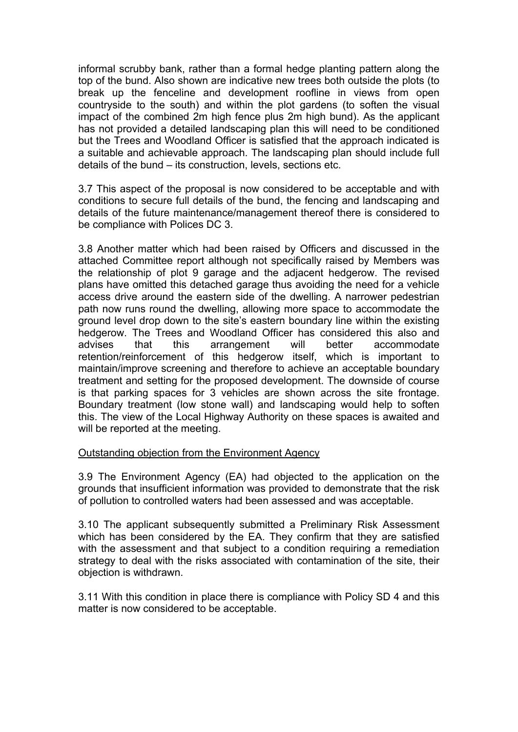informal scrubby bank, rather than a formal hedge planting pattern along the top of the bund. Also shown are indicative new trees both outside the plots (to break up the fenceline and development roofline in views from open countryside to the south) and within the plot gardens (to soften the visual impact of the combined 2m high fence plus 2m high bund). As the applicant has not provided a detailed landscaping plan this will need to be conditioned but the Trees and Woodland Officer is satisfied that the approach indicated is a suitable and achievable approach. The landscaping plan should include full details of the bund – its construction, levels, sections etc.

3.7 This aspect of the proposal is now considered to be acceptable and with conditions to secure full details of the bund, the fencing and landscaping and details of the future maintenance/management thereof there is considered to be compliance with Polices DC 3.

3.8 Another matter which had been raised by Officers and discussed in the attached Committee report although not specifically raised by Members was the relationship of plot 9 garage and the adjacent hedgerow. The revised plans have omitted this detached garage thus avoiding the need for a vehicle access drive around the eastern side of the dwelling. A narrower pedestrian path now runs round the dwelling, allowing more space to accommodate the ground level drop down to the site's eastern boundary line within the existing hedgerow. The Trees and Woodland Officer has considered this also and advises that this arrangement will better accommodate retention/reinforcement of this hedgerow itself, which is important to maintain/improve screening and therefore to achieve an acceptable boundary treatment and setting for the proposed development. The downside of course is that parking spaces for 3 vehicles are shown across the site frontage. Boundary treatment (low stone wall) and landscaping would help to soften this. The view of the Local Highway Authority on these spaces is awaited and will be reported at the meeting.

Outstanding objection from the Environment Agency

3.9 The Environment Agency (EA) had objected to the application on the grounds that insufficient information was provided to demonstrate that the risk of pollution to controlled waters had been assessed and was acceptable.

3.10 The applicant subsequently submitted a Preliminary Risk Assessment which has been considered by the EA. They confirm that they are satisfied with the assessment and that subject to a condition requiring a remediation strategy to deal with the risks associated with contamination of the site, their objection is withdrawn.

3.11 With this condition in place there is compliance with Policy SD 4 and this matter is now considered to be acceptable.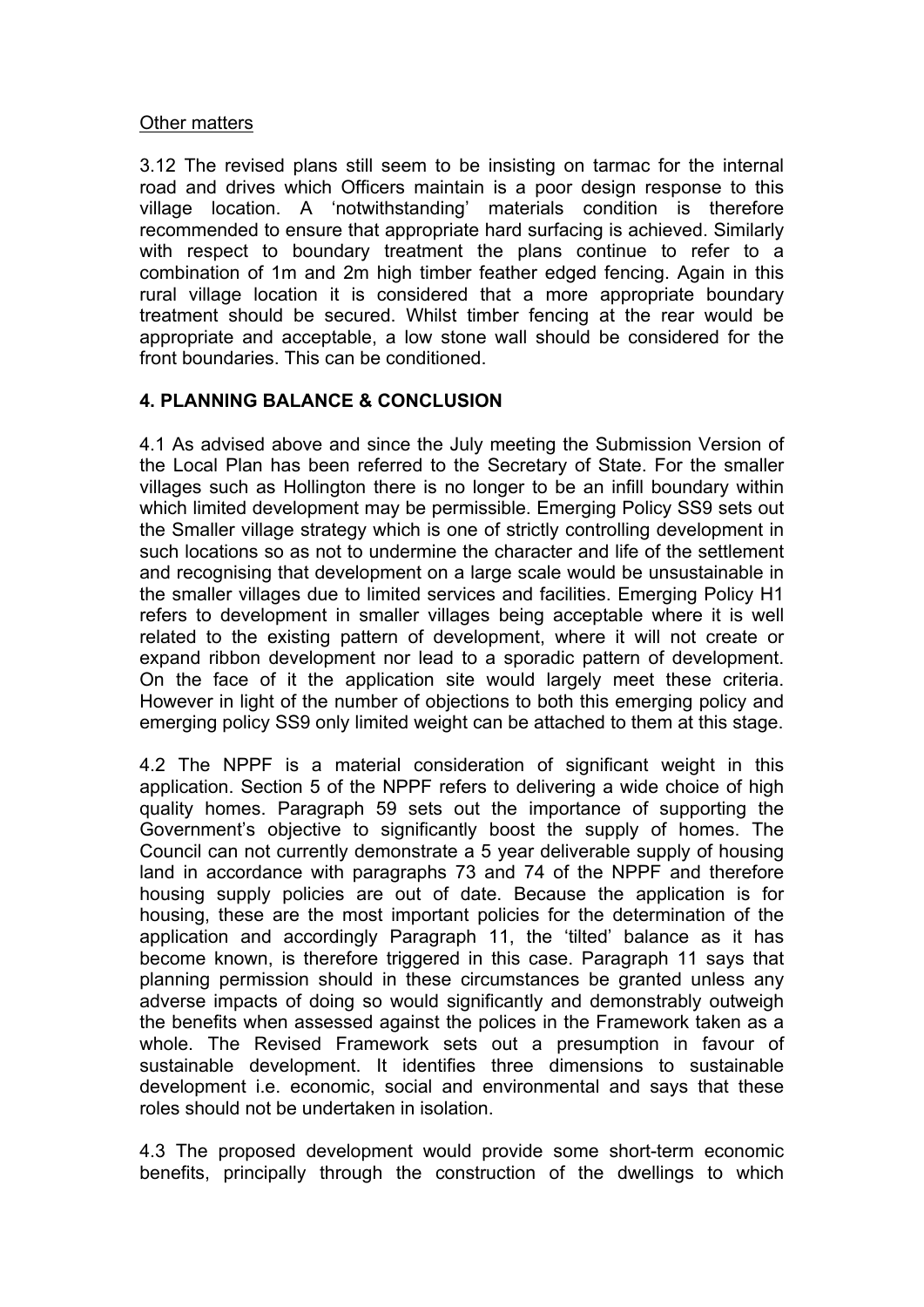Other matters

3.12 The revised plans still seem to be insisting on tarmac for the internal road and drives which Officers maintain is a poor design response to this village location. A 'notwithstanding' materials condition is therefore recommended to ensure that appropriate hard surfacing is achieved. Similarly with respect to boundary treatment the plans continue to refer to a combination of 1m and 2m high timber feather edged fencing. Again in this rural village location it is considered that a more appropriate boundary treatment should be secured. Whilst timber fencing at the rear would be appropriate and acceptable, a low stone wall should be considered for the front boundaries. This can be conditioned.

## 4. PLANNING BALANCE & CONCLUSION

4.1 As advised above and since the July meeting the Submission Version of the Local Plan has been referred to the Secretary of State. For the smaller villages such as Hollington there is no longer to be an infill boundary within which limited development may be permissible. Emerging Policy SS9 sets out the Smaller village strategy which is one of strictly controlling development in such locations so as not to undermine the character and life of the settlement and recognising that development on a large scale would be unsustainable in the smaller villages due to limited services and facilities. Emerging Policy H1 refers to development in smaller villages being acceptable where it is well related to the existing pattern of development, where it will not create or expand ribbon development nor lead to a sporadic pattern of development. On the face of it the application site would largely meet these criteria. However in light of the number of objections to both this emerging policy and emerging policy SS9 only limited weight can be attached to them at this stage.

4.2 The NPPF is a material consideration of significant weight in this application. Section 5 of the NPPF refers to delivering a wide choice of high quality homes. Paragraph 59 sets out the importance of supporting the Government's objective to significantly boost the supply of homes. The Council can not currently demonstrate a 5 year deliverable supply of housing land in accordance with paragraphs 73 and 74 of the NPPF and therefore housing supply policies are out of date. Because the application is for housing, these are the most important policies for the determination of the application and accordingly Paragraph 11, the 'tilted' balance as it has become known, is therefore triggered in this case. Paragraph 11 says that planning permission should in these circumstances be granted unless any adverse impacts of doing so would significantly and demonstrably outweigh the benefits when assessed against the polices in the Framework taken as a whole. The Revised Framework sets out a presumption in favour of sustainable development. It identifies three dimensions to sustainable development i.e. economic, social and environmental and says that these roles should not be undertaken in isolation.

4.3 The proposed development would provide some short-term economic benefits, principally through the construction of the dwellings to which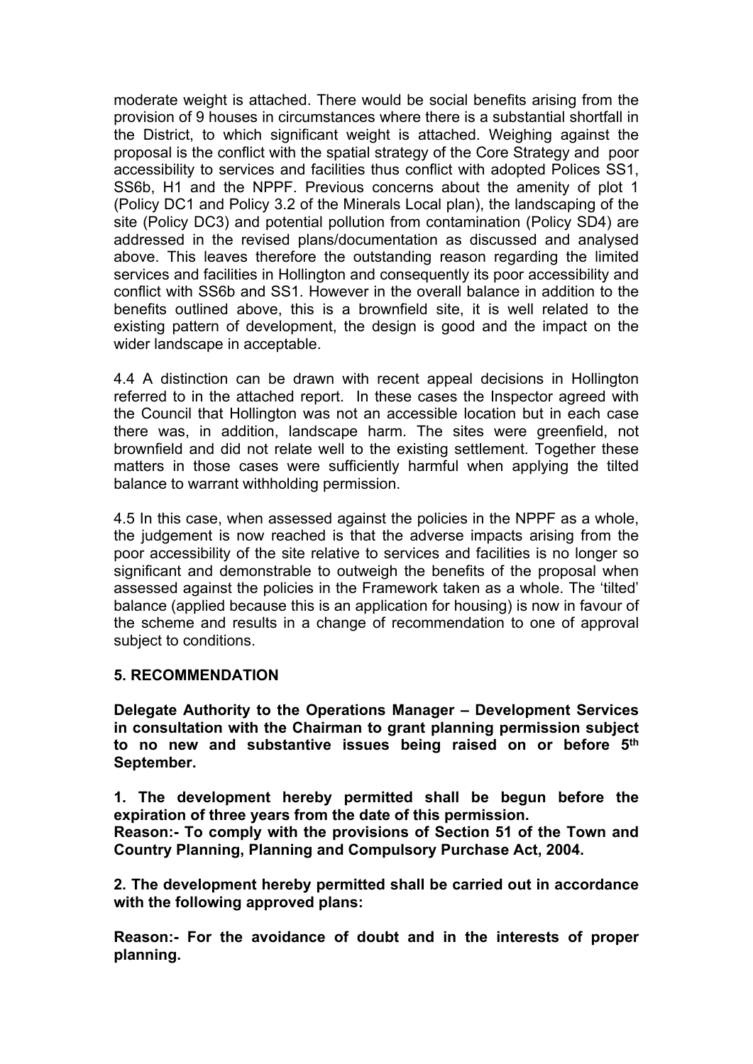moderate weight is attached. There would be social benefits arising from the provision of 9 houses in circumstances where there is a substantial shortfall in the District, to which significant weight is attached. Weighing against the proposal is the conflict with the spatial strategy of the Core Strategy and poor accessibility to services and facilities thus conflict with adopted Polices SS1, SS6b, H1 and the NPPF. Previous concerns about the amenity of plot 1 (Policy DC1 and Policy 3.2 of the Minerals Local plan), the landscaping of the site (Policy DC3) and potential pollution from contamination (Policy SD4) are addressed in the revised plans/documentation as discussed and analysed above. This leaves therefore the outstanding reason regarding the limited services and facilities in Hollington and consequently its poor accessibility and conflict with SS6b and SS1. However in the overall balance in addition to the benefits outlined above, this is a brownfield site, it is well related to the existing pattern of development, the design is good and the impact on the wider landscape in acceptable.

4.4 A distinction can be drawn with recent appeal decisions in Hollington referred to in the attached report. In these cases the Inspector agreed with the Council that Hollington was not an accessible location but in each case there was, in addition, landscape harm. The sites were greenfield, not brownfield and did not relate well to the existing settlement. Together these matters in those cases were sufficiently harmful when applying the tilted balance to warrant withholding permission.

4.5 In this case, when assessed against the policies in the NPPF as a whole, the judgement is now reached is that the adverse impacts arising from the poor accessibility of the site relative to services and facilities is no longer so significant and demonstrable to outweigh the benefits of the proposal when assessed against the policies in the Framework taken as a whole. The 'tilted' balance (applied because this is an application for housing) is now in favour of the scheme and results in a change of recommendation to one of approval subject to conditions.

**5. RECOMMENDATION**

**Delegate Authority to the Operations Manager – Development Services in consultation with the Chairman to grant planning permission subject to no new and substantive issues being raised on or before 5th September.**

**1. The development hereby permitted shall be begun before the expiration of three years from the date of this permission.**
**Reason:- To comply with the provisions of Section 51 of the Town and Country Planning, Planning and Compulsory Purchase Act, 2004.**

**2. The development hereby permitted shall be carried out in accordance with the following approved plans:**

**Reason:- For the avoidance of doubt and in the interests of proper planning.**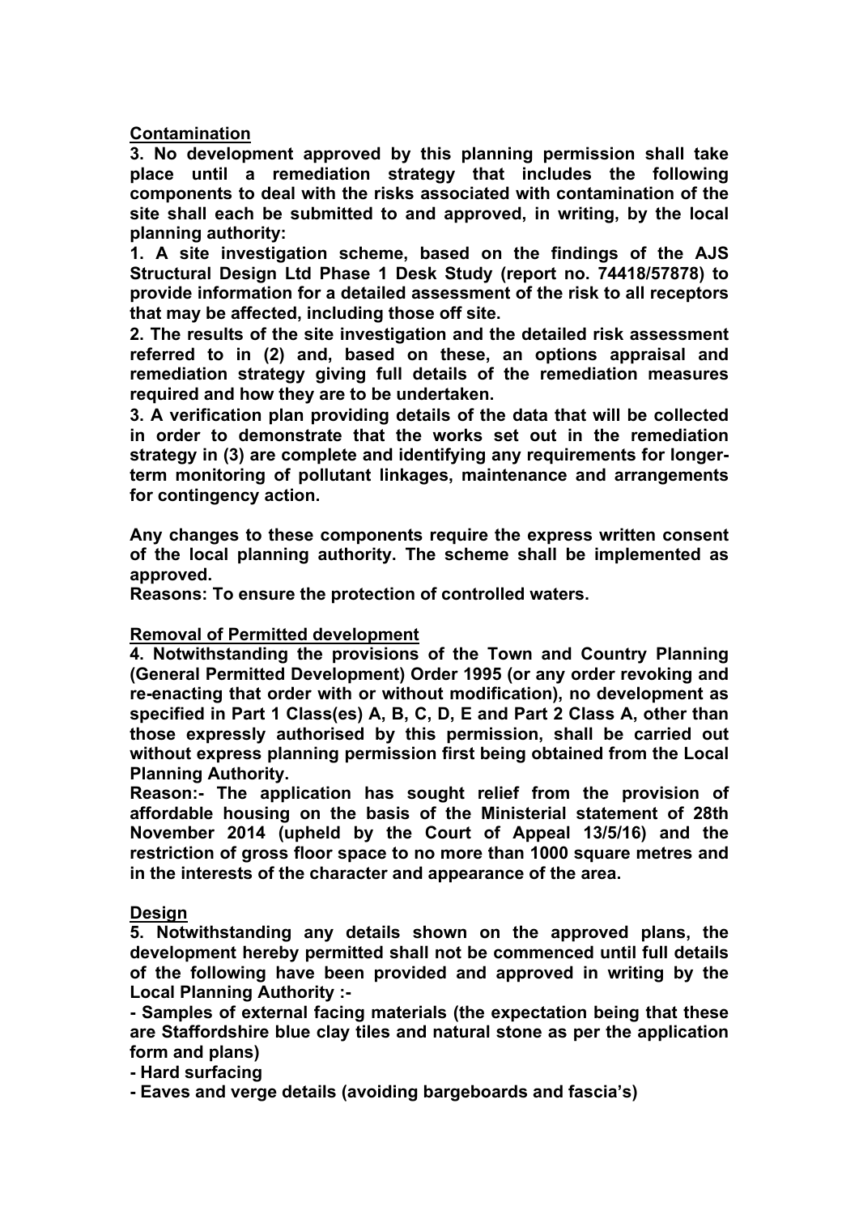**Contamination**

**3. No development approved by this planning permission shall take place until a remediation strategy that includes the following components to deal with the risks associated with contamination of the site shall each be submitted to and approved, in writing, by the local planning authority:**

**1. A site investigation scheme, based on the findings of the AJS Structural Design Ltd Phase 1 Desk Study (report no. 74418/57878) to provide information for a detailed assessment of the risk to all receptors that may be affected, including those off site.**

**2. The results of the site investigation and the detailed risk assessment referred to in (2) and, based on these, an options appraisal and remediation strategy giving full details of the remediation measures required and how they are to be undertaken.**

**3. A verification plan providing details of the data that will be collected in order to demonstrate that the works set out in the remediation strategy in (3) are complete and identifying any requirements for longer-term monitoring of pollutant linkages, maintenance and arrangements for contingency action.**

**Any changes to these components require the express written consent of the local planning authority. The scheme shall be implemented as approved.**

**Reasons: To ensure the protection of controlled waters.**

**Removal of Permitted development**

**4. Notwithstanding the provisions of the Town and Country Planning (General Permitted Development) Order 1995 (or any order revoking and re-enacting that order with or without modification), no development as specified in Part 1 Class(es) A, B, C, D, E and Part 2 Class A, other than those expressly authorised by this permission, shall be carried out without express planning permission first being obtained from the Local Planning Authority.**

**Reason:- The application has sought relief from the provision of affordable housing on the basis of the Ministerial statement of 28th November 2014 (upheld by the Court of Appeal 13/5/16) and the restriction of gross floor space to no more than 1000 square metres and in the interests of the character and appearance of the area.**

**Design**

**5. Notwithstanding any details shown on the approved plans, the development hereby permitted shall not be commenced until full details of the following have been provided and approved in writing by the Local Planning Authority :-**

**- Samples of external facing materials (the expectation being that these are Staffordshire blue clay tiles and natural stone as per the application form and plans)**

**- Hard surfacing**

**- Eaves and verge details (avoiding bargeboards and fascia's)**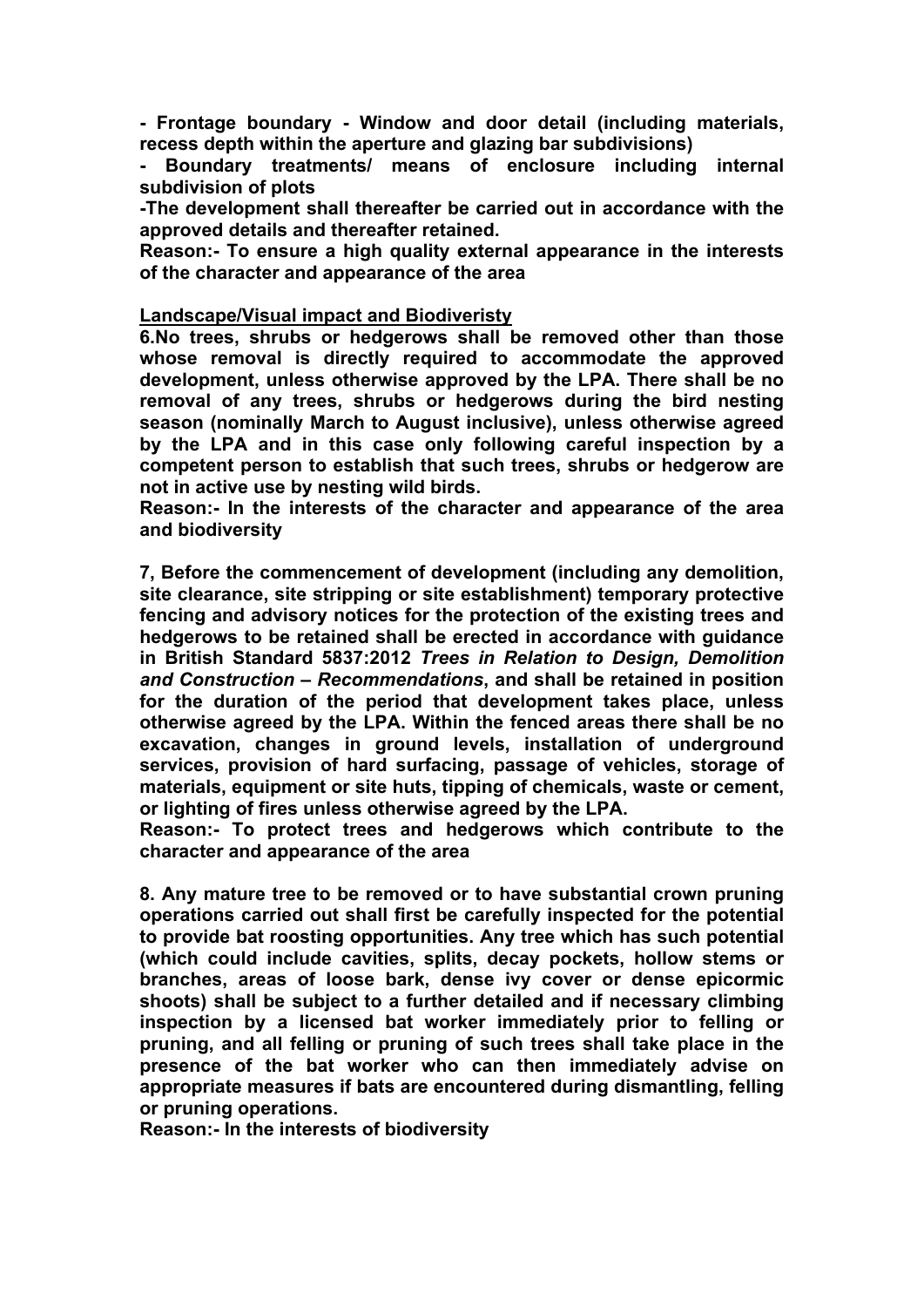**- Frontage boundary - Window and door detail (including materials, recess depth within the aperture and glazing bar subdivisions)**

**- Boundary treatments/ means of enclosure including internal subdivision of plots**

**-The development shall thereafter be carried out in accordance with the approved details and thereafter retained.**

**Reason:- To ensure a high quality external appearance in the interests of the character and appearance of the area**

**<u>Landscape/Visual impact and Biodiveristy</u>**

**6.No trees, shrubs or hedgerows shall be removed other than those whose removal is directly required to accommodate the approved development, unless otherwise approved by the LPA. There shall be no removal of any trees, shrubs or hedgerows during the bird nesting season (nominally March to August inclusive), unless otherwise agreed by the LPA and in this case only following careful inspection by a competent person to establish that such trees, shrubs or hedgerow are not in active use by nesting wild birds.**

**Reason:- In the interests of the character and appearance of the area and biodiversity**

**7, Before the commencement of development (including any demolition, site clearance, site stripping or site establishment) temporary protective fencing and advisory notices for the protection of the existing trees and hedgerows to be retained shall be erected in accordance with guidance in British Standard 5837:2012 *Trees in Relation to Design, Demolition and Construction – Recommendations*, and shall be retained in position for the duration of the period that development takes place, unless otherwise agreed by the LPA. Within the fenced areas there shall be no excavation, changes in ground levels, installation of underground services, provision of hard surfacing, passage of vehicles, storage of materials, equipment or site huts, tipping of chemicals, waste or cement, or lighting of fires unless otherwise agreed by the LPA.**

**Reason:- To protect trees and hedgerows which contribute to the character and appearance of the area**

**8. Any mature tree to be removed or to have substantial crown pruning operations carried out shall first be carefully inspected for the potential to provide bat roosting opportunities. Any tree which has such potential (which could include cavities, splits, decay pockets, hollow stems or branches, areas of loose bark, dense ivy cover or dense epicormic shoots) shall be subject to a further detailed and if necessary climbing inspection by a licensed bat worker immediately prior to felling or pruning, and all felling or pruning of such trees shall take place in the presence of the bat worker who can then immediately advise on appropriate measures if bats are encountered during dismantling, felling or pruning operations.**

**Reason:- In the interests of biodiversity**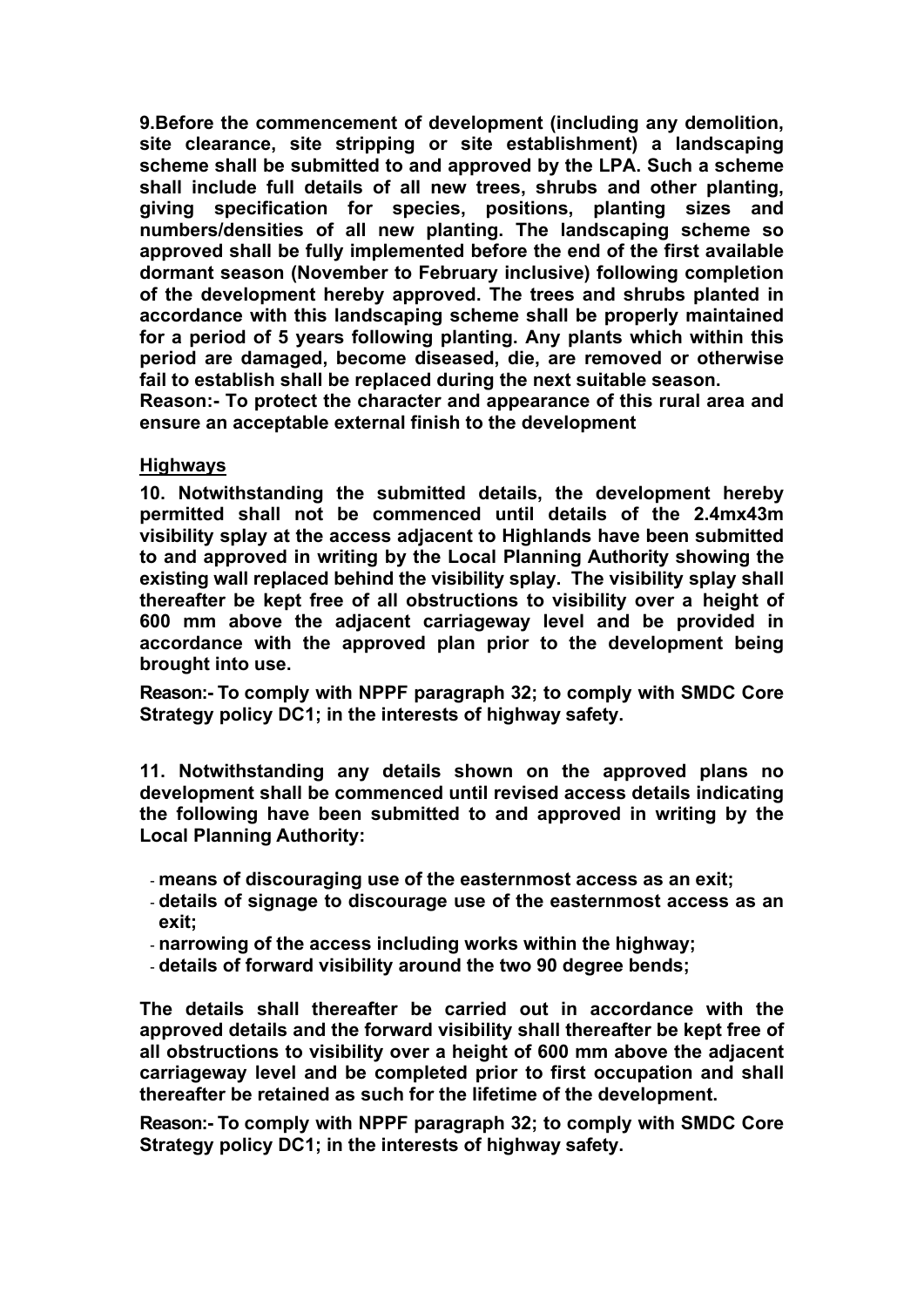**9.Before the commencement of development (including any demolition, site clearance, site stripping or site establishment) a landscaping scheme shall be submitted to and approved by the LPA. Such a scheme shall include full details of all new trees, shrubs and other planting, giving specification for species, positions, planting sizes and numbers/densities of all new planting. The landscaping scheme so approved shall be fully implemented before the end of the first available dormant season (November to February inclusive) following completion of the development hereby approved. The trees and shrubs planted in accordance with this landscaping scheme shall be properly maintained for a period of 5 years following planting. Any plants which within this period are damaged, become diseased, die, are removed or otherwise fail to establish shall be replaced during the next suitable season.**

**Reason:- To protect the character and appearance of this rural area and ensure an acceptable external finish to the development**

**Highways**

**10. Notwithstanding the submitted details, the development hereby permitted shall not be commenced until details of the 2.4mx43m visibility splay at the access adjacent to Highlands have been submitted to and approved in writing by the Local Planning Authority showing the existing wall replaced behind the visibility splay. The visibility splay shall thereafter be kept free of all obstructions to visibility over a height of 600 mm above the adjacent carriageway level and be provided in accordance with the approved plan prior to the development being brought into use.**

**Reason:- To comply with NPPF paragraph 32; to comply with SMDC Core Strategy policy DC1; in the interests of highway safety.**

**11. Notwithstanding any details shown on the approved plans no development shall be commenced until revised access details indicating the following have been submitted to and approved in writing by the Local Planning Authority:**

- **means of discouraging use of the easternmost access as an exit;**
- **details of signage to discourage use of the easternmost access as an exit;**
- **narrowing of the access including works within the highway;**
- **details of forward visibility around the two 90 degree bends;**

**The details shall thereafter be carried out in accordance with the approved details and the forward visibility shall thereafter be kept free of all obstructions to visibility over a height of 600 mm above the adjacent carriageway level and be completed prior to first occupation and shall thereafter be retained as such for the lifetime of the development.**

**Reason:- To comply with NPPF paragraph 32; to comply with SMDC Core Strategy policy DC1; in the interests of highway safety.**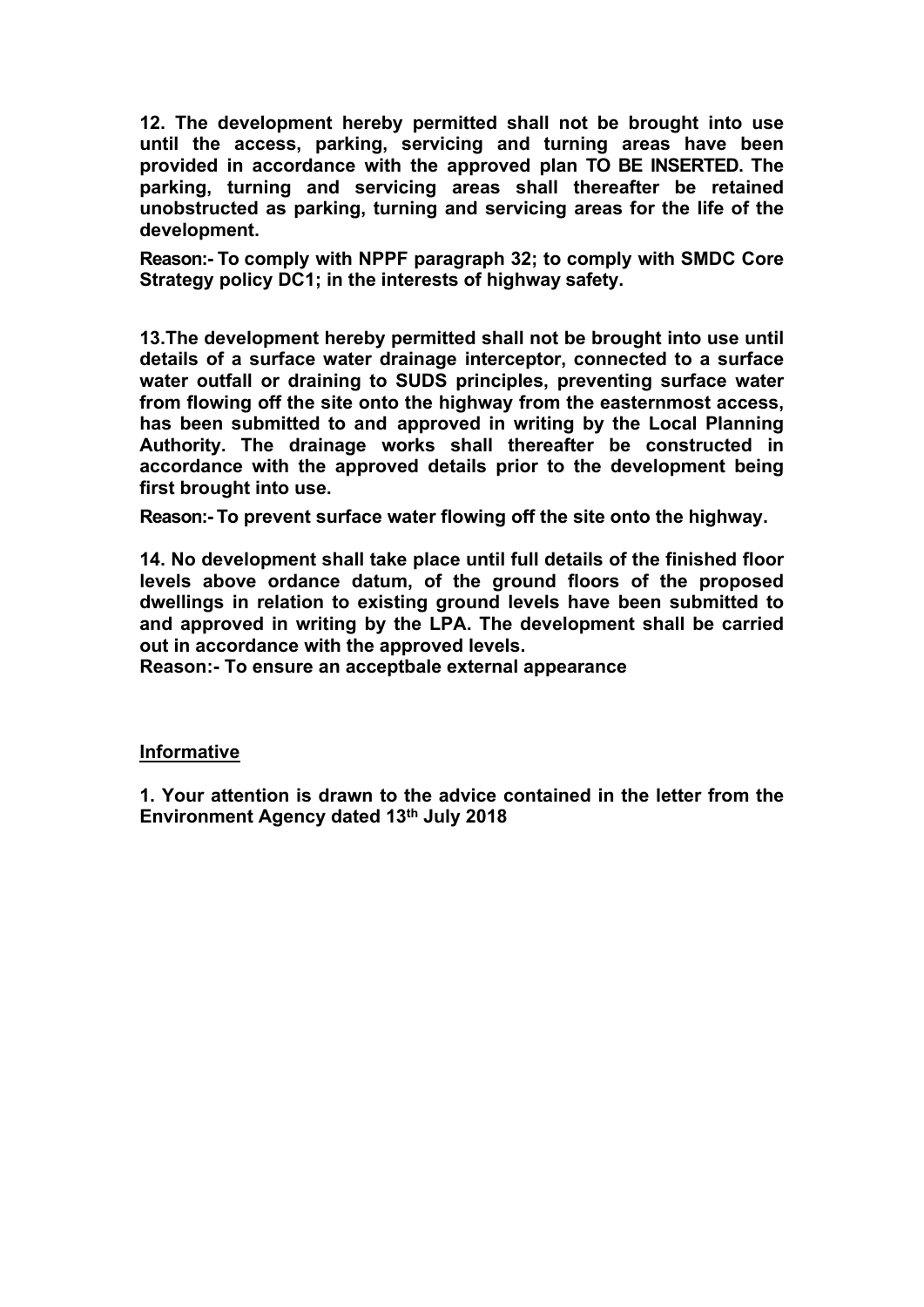**12. The development hereby permitted shall not be brought into use until the access, parking, servicing and turning areas have been provided in accordance with the approved plan TO BE INSERTED. The parking, turning and servicing areas shall thereafter be retained unobstructed as parking, turning and servicing areas for the life of the development.**

**Reason:- To comply with NPPF paragraph 32; to comply with SMDC Core Strategy policy DC1; in the interests of highway safety.**

**13.The development hereby permitted shall not be brought into use until details of a surface water drainage interceptor, connected to a surface water outfall or draining to SUDS principles, preventing surface water from flowing off the site onto the highway from the easternmost access, has been submitted to and approved in writing by the Local Planning Authority. The drainage works shall thereafter be constructed in accordance with the approved details prior to the development being first brought into use.**

**Reason:- To prevent surface water flowing off the site onto the highway.**

**14. No development shall take place until full details of the finished floor levels above ordance datum, of the ground floors of the proposed dwellings in relation to existing ground levels have been submitted to and approved in writing by the LPA. The development shall be carried out in accordance with the approved levels.**
**Reason:- To ensure an acceptbale external appearance**

**Informative**

**1. Your attention is drawn to the advice contained in the letter from the Environment Agency dated 13th July 2018**